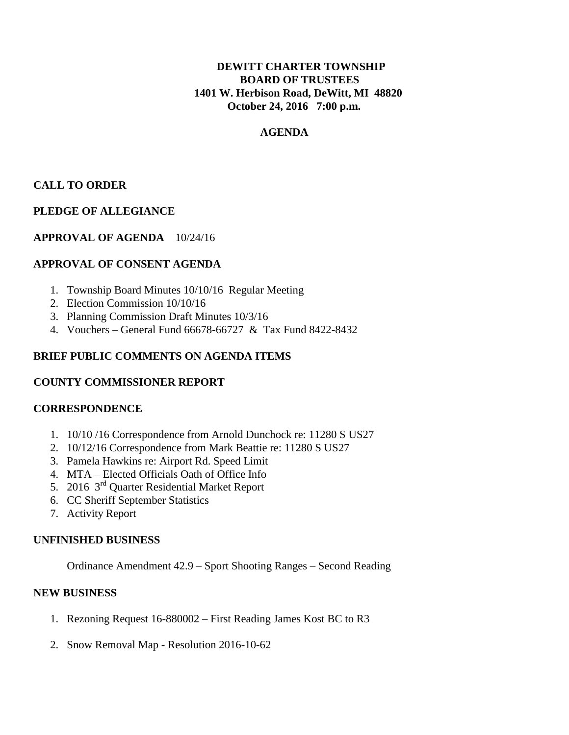**DEWITT CHARTER TOWNSHIP**
**BOARD OF TRUSTEES**
**1401 W. Herbison Road, DeWitt, MI 48820**
**October 24, 2016 7:00 p.m.**

**AGENDA**

## CALL TO ORDER

## PLEDGE OF ALLEGIANCE

## APPROVAL OF AGENDA 10/24/16

## APPROVAL OF CONSENT AGENDA

1. Township Board Minutes 10/10/16 Regular Meeting
2. Election Commission 10/10/16
3. Planning Commission Draft Minutes 10/3/16
4. Vouchers – General Fund 66678-66727 & Tax Fund 8422-8432

## BRIEF PUBLIC COMMENTS ON AGENDA ITEMS

## COUNTY COMMISSIONER REPORT

## CORRESPONDENCE

1. 10/10 /16 Correspondence from Arnold Dunchock re: 11280 S US27
2. 10/12/16 Correspondence from Mark Beattie re: 11280 S US27
3. Pamela Hawkins re: Airport Rd. Speed Limit
4. MTA – Elected Officials Oath of Office Info
5. 2016 3rd Quarter Residential Market Report
6. CC Sheriff September Statistics
7. Activity Report

## UNFINISHED BUSINESS

Ordinance Amendment 42.9 – Sport Shooting Ranges – Second Reading

## NEW BUSINESS

1. Rezoning Request 16-880002 – First Reading James Kost BC to R3
2. Snow Removal Map - Resolution 2016-10-62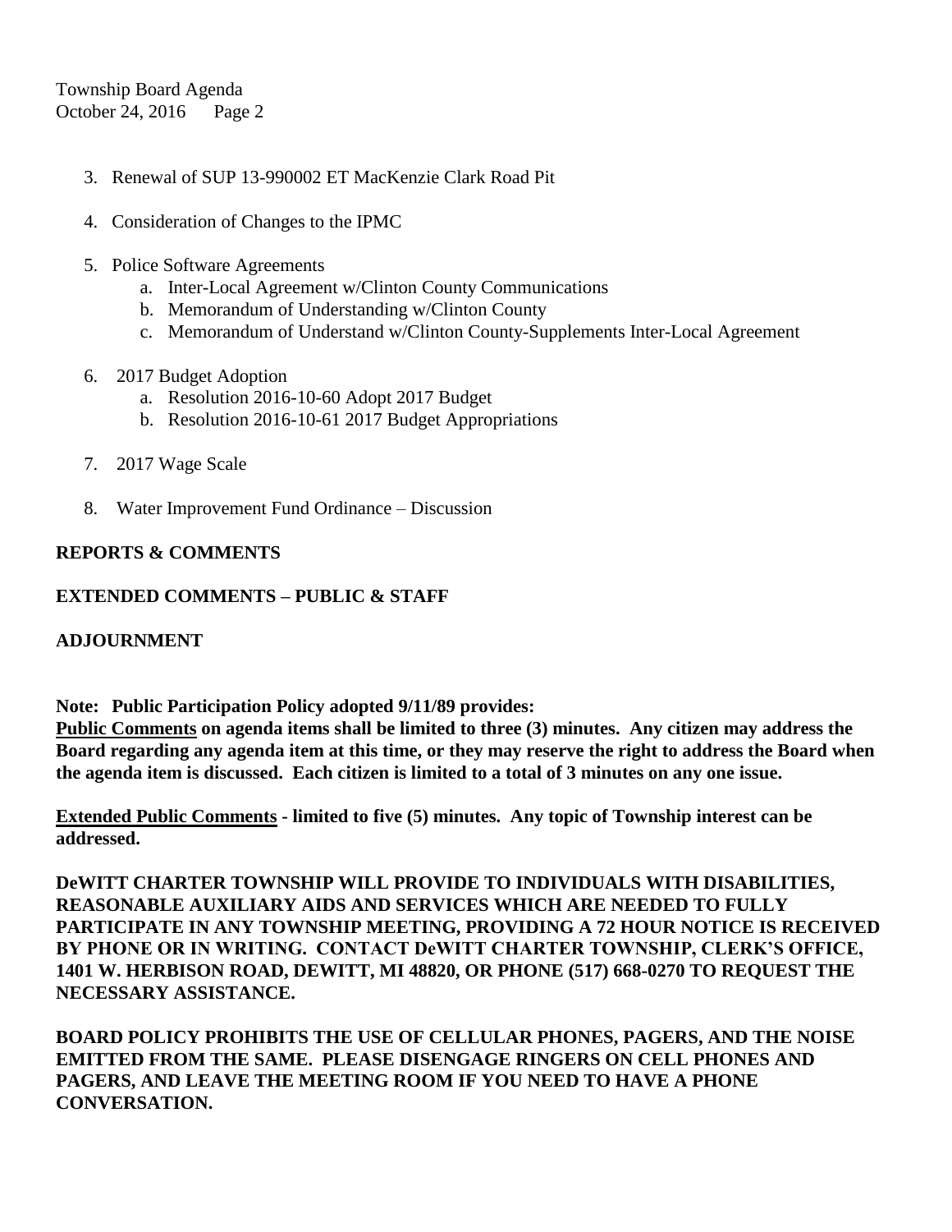3. Renewal of SUP 13-990002 ET MacKenzie Clark Road Pit

4. Consideration of Changes to the IPMC

5. Police Software Agreements
   a. Inter-Local Agreement w/Clinton County Communications
   b. Memorandum of Understanding w/Clinton County
   c. Memorandum of Understand w/Clinton County-Supplements Inter-Local Agreement

6. 2017 Budget Adoption
   a. Resolution 2016-10-60 Adopt 2017 Budget
   b. Resolution 2016-10-61 2017 Budget Appropriations

7. 2017 Wage Scale

8. Water Improvement Fund Ordinance – Discussion

**REPORTS & COMMENTS**

**EXTENDED COMMENTS – PUBLIC & STAFF**

**ADJOURNMENT**

**Note: Public Participation Policy adopted 9/11/89 provides:**

**Public Comments on agenda items shall be limited to three (3) minutes. Any citizen may address the Board regarding any agenda item at this time, or they may reserve the right to address the Board when the agenda item is discussed. Each citizen is limited to a total of 3 minutes on any one issue.**

**Extended Public Comments - limited to five (5) minutes. Any topic of Township interest can be addressed.**

**DeWITT CHARTER TOWNSHIP WILL PROVIDE TO INDIVIDUALS WITH DISABILITIES, REASONABLE AUXILIARY AIDS AND SERVICES WHICH ARE NEEDED TO FULLY PARTICIPATE IN ANY TOWNSHIP MEETING, PROVIDING A 72 HOUR NOTICE IS RECEIVED BY PHONE OR IN WRITING. CONTACT DeWITT CHARTER TOWNSHIP, CLERK'S OFFICE, 1401 W. HERBISON ROAD, DEWITT, MI 48820, OR PHONE (517) 668-0270 TO REQUEST THE NECESSARY ASSISTANCE.**

**BOARD POLICY PROHIBITS THE USE OF CELLULAR PHONES, PAGERS, AND THE NOISE EMITTED FROM THE SAME. PLEASE DISENGAGE RINGERS ON CELL PHONES AND PAGERS, AND LEAVE THE MEETING ROOM IF YOU NEED TO HAVE A PHONE CONVERSATION.**